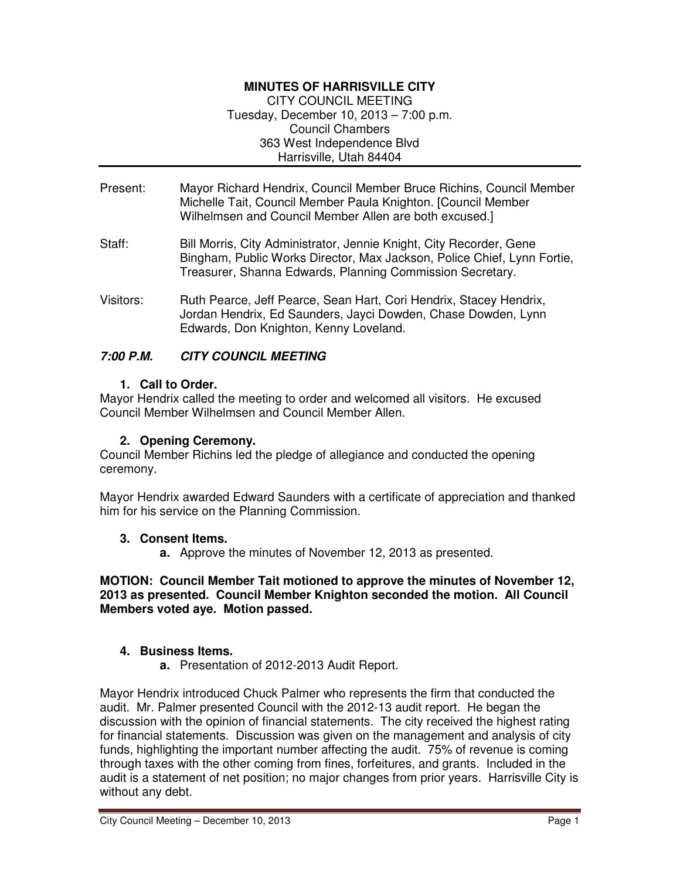**MINUTES OF HARRISVILLE CITY**

CITY COUNCIL MEETING
Tuesday, December 10, 2013 – 7:00 p.m.
Council Chambers
363 West Independence Blvd
Harrisville, Utah 84404

Present: Mayor Richard Hendrix, Council Member Bruce Richins, Council Member Michelle Tait, Council Member Paula Knighton. [Council Member Wilhelmsen and Council Member Allen are both excused.]

Staff: Bill Morris, City Administrator, Jennie Knight, City Recorder, Gene Bingham, Public Works Director, Max Jackson, Police Chief, Lynn Fortie, Treasurer, Shanna Edwards, Planning Commission Secretary.

Visitors: Ruth Pearce, Jeff Pearce, Sean Hart, Cori Hendrix, Stacey Hendrix, Jordan Hendrix, Ed Saunders, Jayci Dowden, Chase Dowden, Lynn Edwards, Don Knighton, Kenny Loveland.

***7:00 P.M. CITY COUNCIL MEETING***

**1. Call to Order.**

Mayor Hendrix called the meeting to order and welcomed all visitors. He excused Council Member Wilhelmsen and Council Member Allen.

**2. Opening Ceremony.**

Council Member Richins led the pledge of allegiance and conducted the opening ceremony.

Mayor Hendrix awarded Edward Saunders with a certificate of appreciation and thanked him for his service on the Planning Commission.

**3. Consent Items.**

**a.** Approve the minutes of November 12, 2013 as presented.

**MOTION: Council Member Tait motioned to approve the minutes of November 12, 2013 as presented. Council Member Knighton seconded the motion. All Council Members voted aye. Motion passed.**

**4. Business Items.**

**a.** Presentation of 2012-2013 Audit Report.

Mayor Hendrix introduced Chuck Palmer who represents the firm that conducted the audit. Mr. Palmer presented Council with the 2012-13 audit report. He began the discussion with the opinion of financial statements. The city received the highest rating for financial statements. Discussion was given on the management and analysis of city funds, highlighting the important number affecting the audit. 75% of revenue is coming through taxes with the other coming from fines, forfeitures, and grants. Included in the audit is a statement of net position; no major changes from prior years. Harrisville City is without any debt.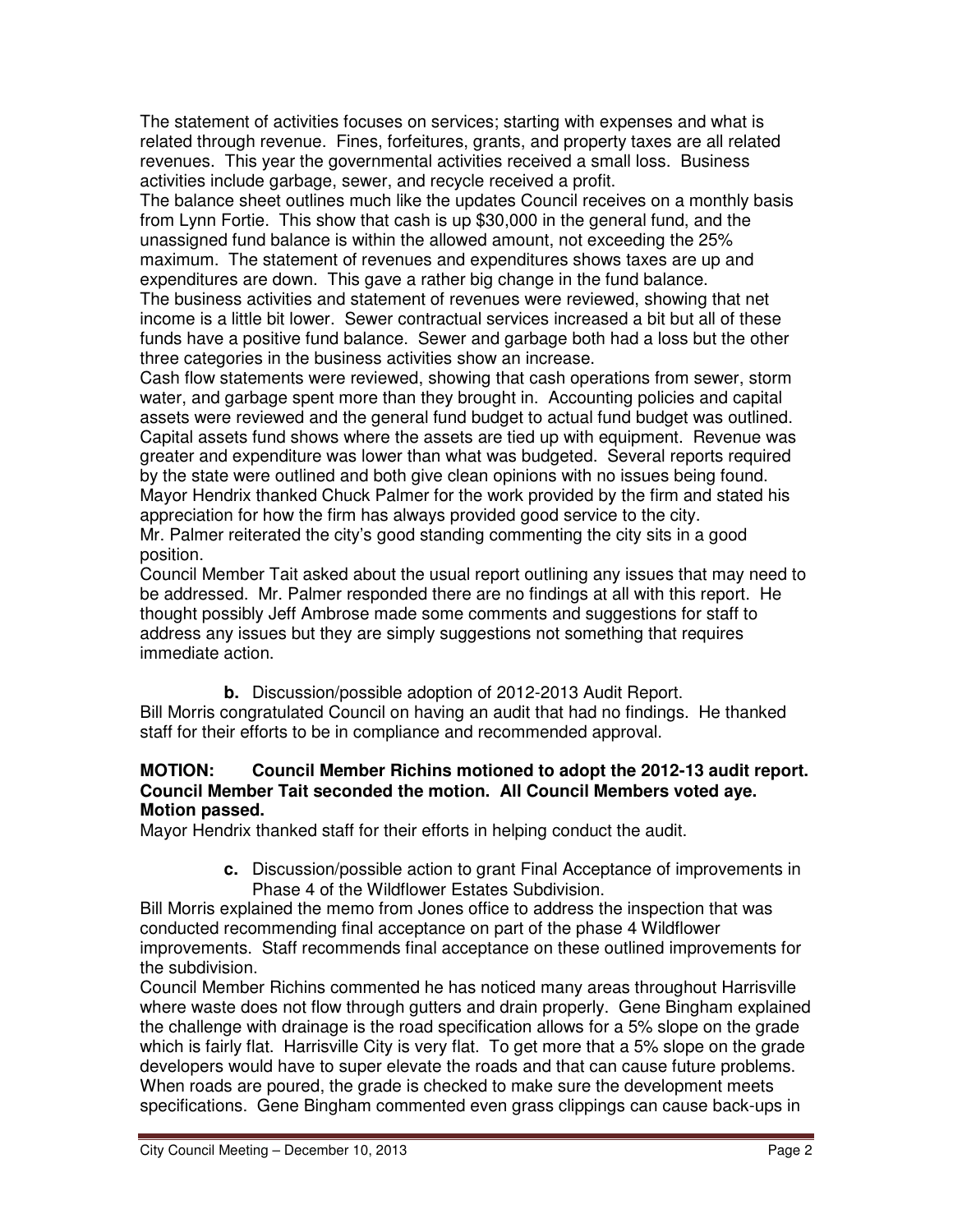The statement of activities focuses on services; starting with expenses and what is related through revenue. Fines, forfeitures, grants, and property taxes are all related revenues. This year the governmental activities received a small loss. Business activities include garbage, sewer, and recycle received a profit.

The balance sheet outlines much like the updates Council receives on a monthly basis from Lynn Fortie. This show that cash is up $30,000 in the general fund, and the unassigned fund balance is within the allowed amount, not exceeding the 25% maximum. The statement of revenues and expenditures shows taxes are up and expenditures are down. This gave a rather big change in the fund balance.

The business activities and statement of revenues were reviewed, showing that net income is a little bit lower. Sewer contractual services increased a bit but all of these funds have a positive fund balance. Sewer and garbage both had a loss but the other three categories in the business activities show an increase.

Cash flow statements were reviewed, showing that cash operations from sewer, storm water, and garbage spent more than they brought in. Accounting policies and capital assets were reviewed and the general fund budget to actual fund budget was outlined. Capital assets fund shows where the assets are tied up with equipment. Revenue was greater and expenditure was lower than what was budgeted. Several reports required by the state were outlined and both give clean opinions with no issues being found.

Mayor Hendrix thanked Chuck Palmer for the work provided by the firm and stated his appreciation for how the firm has always provided good service to the city.

Mr. Palmer reiterated the city's good standing commenting the city sits in a good position.

Council Member Tait asked about the usual report outlining any issues that may need to be addressed. Mr. Palmer responded there are no findings at all with this report. He thought possibly Jeff Ambrose made some comments and suggestions for staff to address any issues but they are simply suggestions not something that requires immediate action.

**b.** Discussion/possible adoption of 2012-2013 Audit Report.

Bill Morris congratulated Council on having an audit that had no findings. He thanked staff for their efforts to be in compliance and recommended approval.

**MOTION: Council Member Richins motioned to adopt the 2012-13 audit report. Council Member Tait seconded the motion. All Council Members voted aye. Motion passed.**

Mayor Hendrix thanked staff for their efforts in helping conduct the audit.

**c.** Discussion/possible action to grant Final Acceptance of improvements in Phase 4 of the Wildflower Estates Subdivision.

Bill Morris explained the memo from Jones office to address the inspection that was conducted recommending final acceptance on part of the phase 4 Wildflower improvements. Staff recommends final acceptance on these outlined improvements for the subdivision.

Council Member Richins commented he has noticed many areas throughout Harrisville where waste does not flow through gutters and drain properly. Gene Bingham explained the challenge with drainage is the road specification allows for a 5% slope on the grade which is fairly flat. Harrisville City is very flat. To get more that a 5% slope on the grade developers would have to super elevate the roads and that can cause future problems. When roads are poured, the grade is checked to make sure the development meets specifications. Gene Bingham commented even grass clippings can cause back-ups in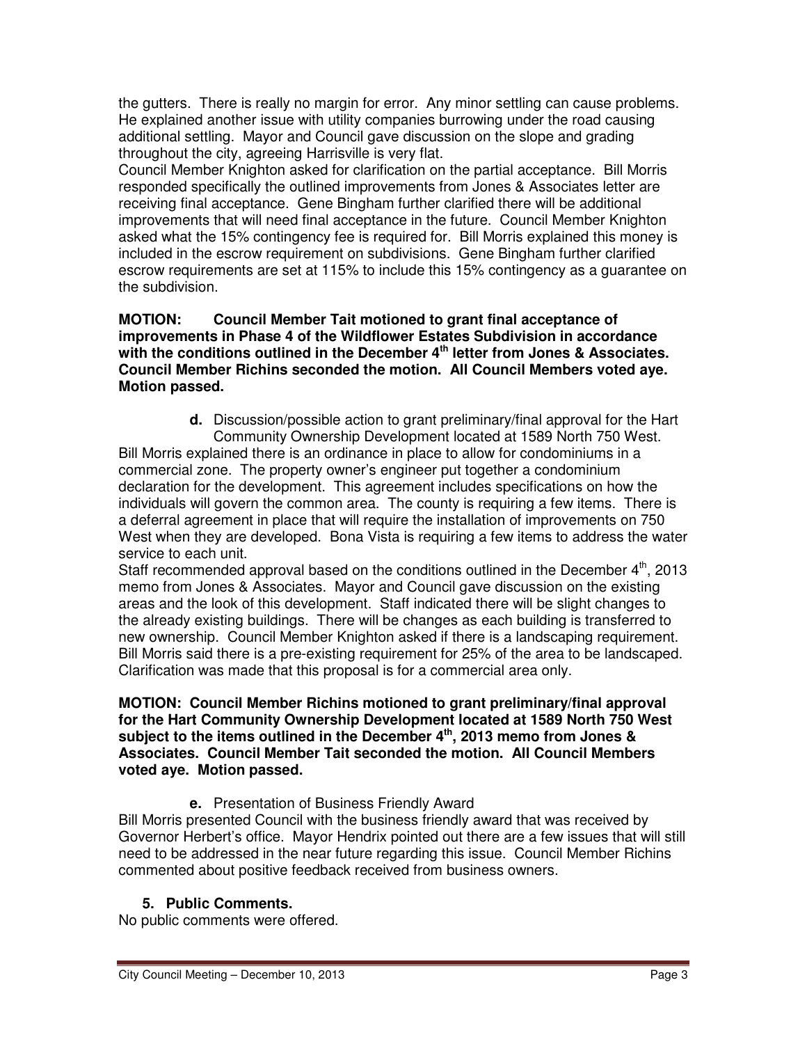the gutters. There is really no margin for error. Any minor settling can cause problems. He explained another issue with utility companies burrowing under the road causing additional settling. Mayor and Council gave discussion on the slope and grading throughout the city, agreeing Harrisville is very flat.

Council Member Knighton asked for clarification on the partial acceptance. Bill Morris responded specifically the outlined improvements from Jones & Associates letter are receiving final acceptance. Gene Bingham further clarified there will be additional improvements that will need final acceptance in the future. Council Member Knighton asked what the 15% contingency fee is required for. Bill Morris explained this money is included in the escrow requirement on subdivisions. Gene Bingham further clarified escrow requirements are set at 115% to include this 15% contingency as a guarantee on the subdivision.

**MOTION: Council Member Tait motioned to grant final acceptance of improvements in Phase 4 of the Wildflower Estates Subdivision in accordance with the conditions outlined in the December 4th letter from Jones & Associates. Council Member Richins seconded the motion. All Council Members voted aye. Motion passed.**

**d.** Discussion/possible action to grant preliminary/final approval for the Hart Community Ownership Development located at 1589 North 750 West.

Bill Morris explained there is an ordinance in place to allow for condominiums in a commercial zone. The property owner's engineer put together a condominium declaration for the development. This agreement includes specifications on how the individuals will govern the common area. The county is requiring a few items. There is a deferral agreement in place that will require the installation of improvements on 750 West when they are developed. Bona Vista is requiring a few items to address the water service to each unit.

Staff recommended approval based on the conditions outlined in the December 4th, 2013 memo from Jones & Associates. Mayor and Council gave discussion on the existing areas and the look of this development. Staff indicated there will be slight changes to the already existing buildings. There will be changes as each building is transferred to new ownership. Council Member Knighton asked if there is a landscaping requirement. Bill Morris said there is a pre-existing requirement for 25% of the area to be landscaped. Clarification was made that this proposal is for a commercial area only.

**MOTION: Council Member Richins motioned to grant preliminary/final approval for the Hart Community Ownership Development located at 1589 North 750 West subject to the items outlined in the December 4th, 2013 memo from Jones & Associates. Council Member Tait seconded the motion. All Council Members voted aye. Motion passed.**

**e.** Presentation of Business Friendly Award

Bill Morris presented Council with the business friendly award that was received by Governor Herbert's office. Mayor Hendrix pointed out there are a few issues that will still need to be addressed in the near future regarding this issue. Council Member Richins commented about positive feedback received from business owners.

**5. Public Comments.**

No public comments were offered.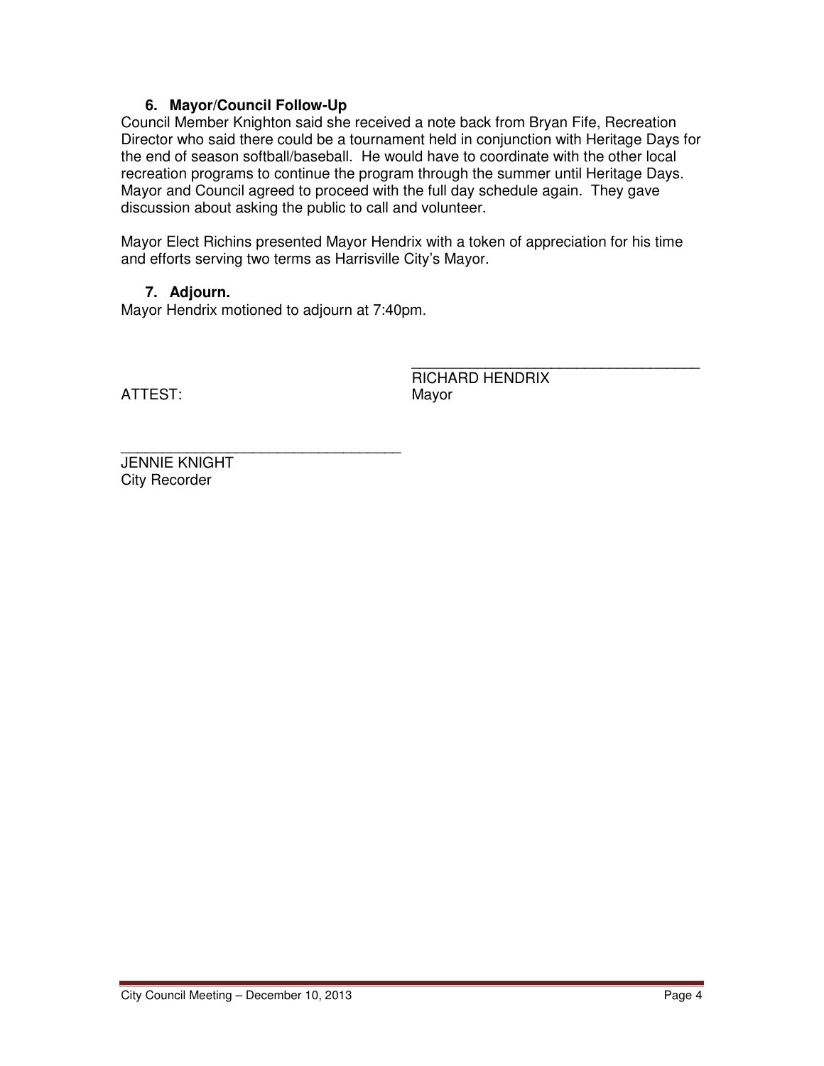### 6. Mayor/Council Follow-Up

Council Member Knighton said she received a note back from Bryan Fife, Recreation Director who said there could be a tournament held in conjunction with Heritage Days for the end of season softball/baseball. He would have to coordinate with the other local recreation programs to continue the program through the summer until Heritage Days. Mayor and Council agreed to proceed with the full day schedule again. They gave discussion about asking the public to call and volunteer.

Mayor Elect Richins presented Mayor Hendrix with a token of appreciation for his time and efforts serving two terms as Harrisville City's Mayor.

### 7. Adjourn.

Mayor Hendrix motioned to adjourn at 7:40pm.

____________________________________
RICHARD HENDRIX
Mayor

ATTEST:

____________________________________
JENNIE KNIGHT
City Recorder